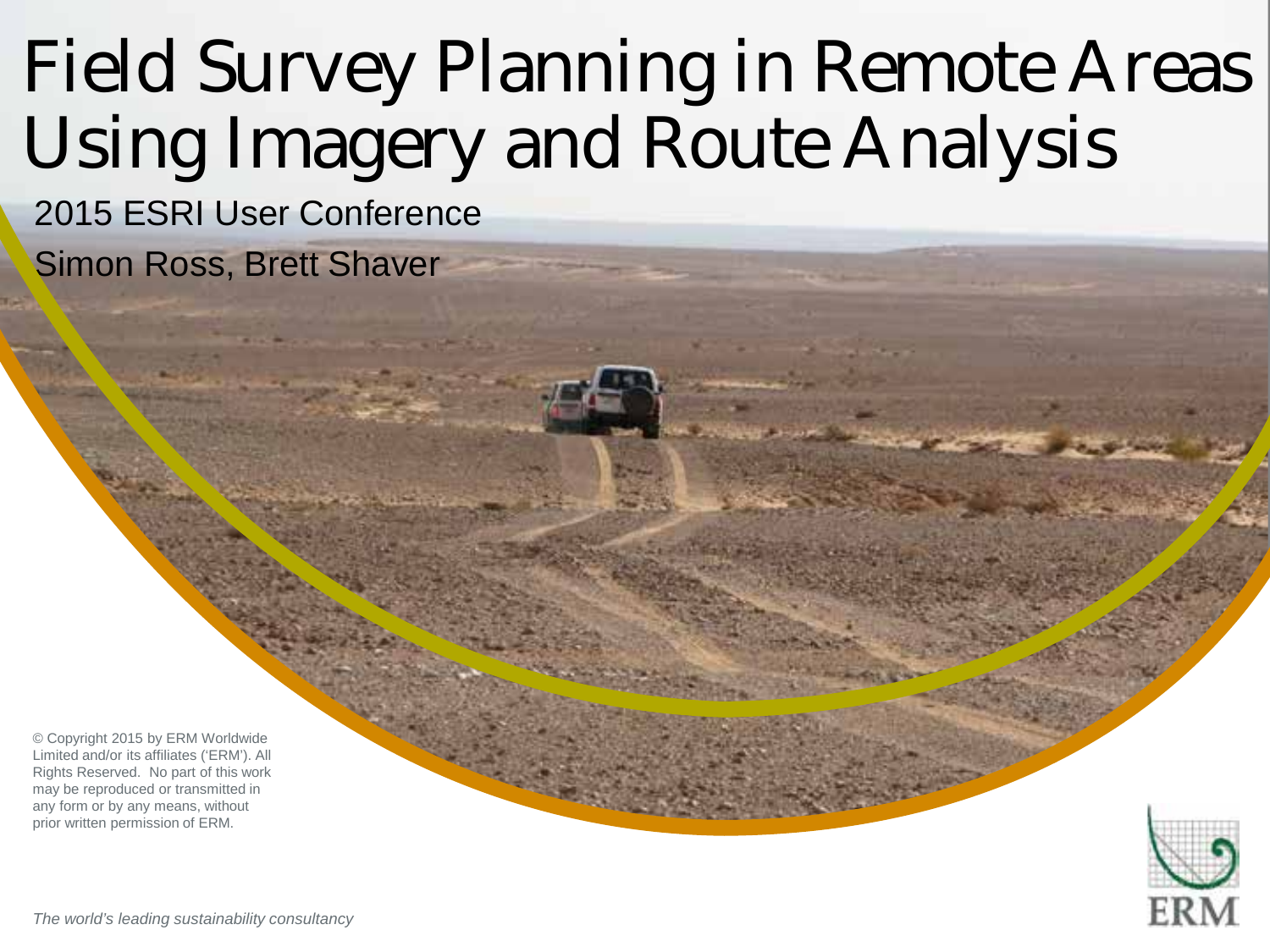# Field Survey Planning in Remote Areas Using Imagery and Route Analysis

2015 ESRI User Conference

Simon Ross, Brett Shaver

© Copyright 2015 by ERM Worldwide Limited and/or its affiliates ('ERM'). All Rights Reserved. No part of this work may be reproduced or transmitted in any form or by any means, without prior written permission of ERM.

ERM

*The world's leading sustainability consultancy*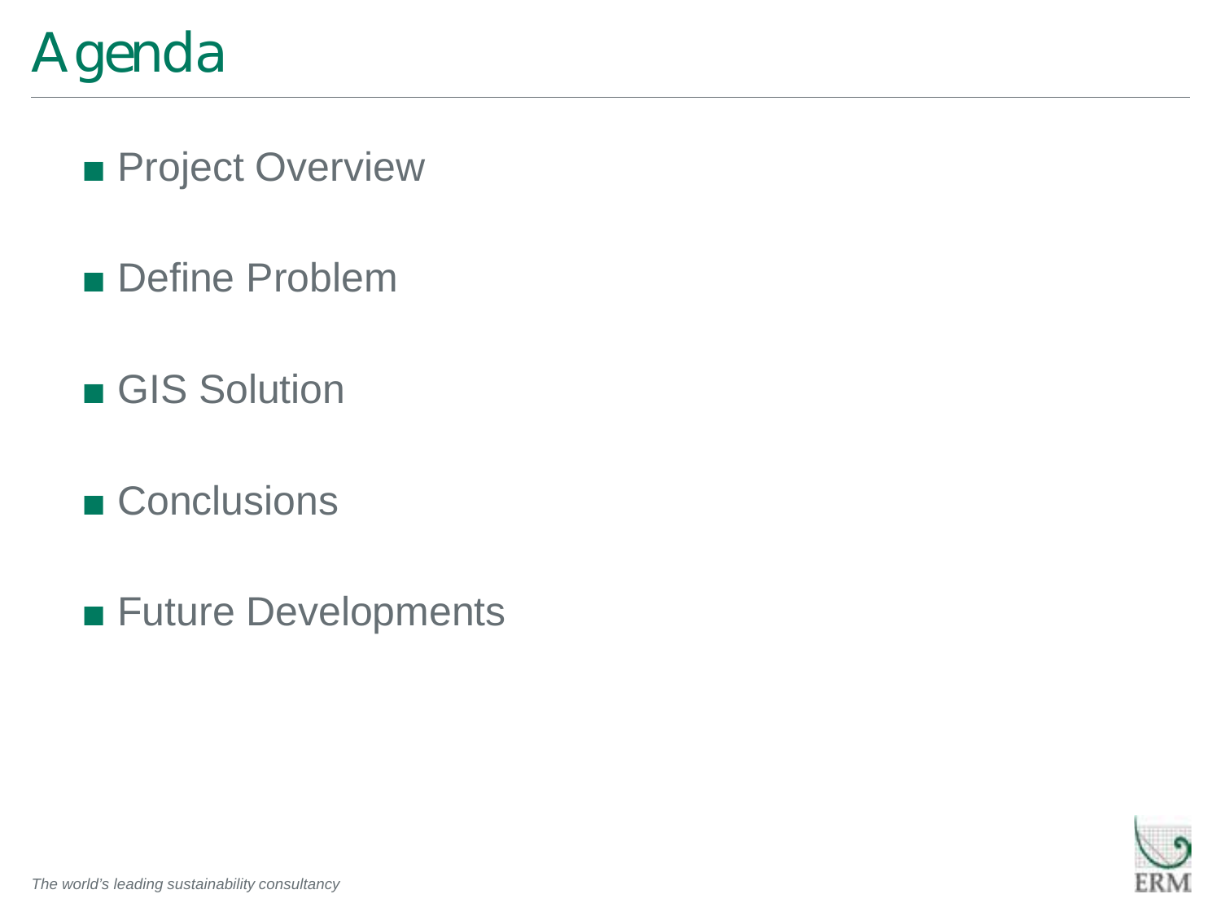# Agenda

- Project Overview
- Define Problem
- GIS Solution
- Conclusions
- Future Developments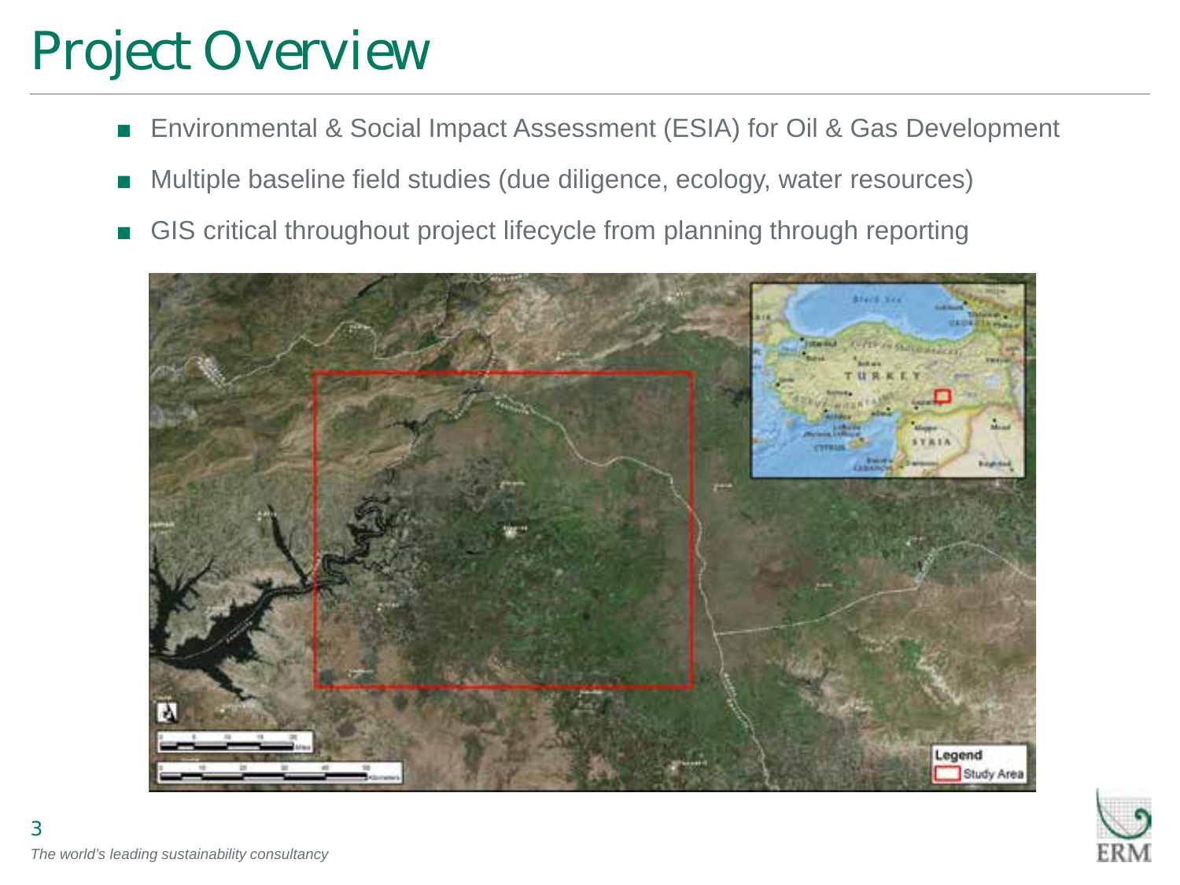# Project Overview

- Environmental & Social Impact Assessment (ESIA) for Oil & Gas Development
- Multiple baseline field studies (due diligence, ecology, water resources)
- GIS critical throughout project lifecycle from planning through reporting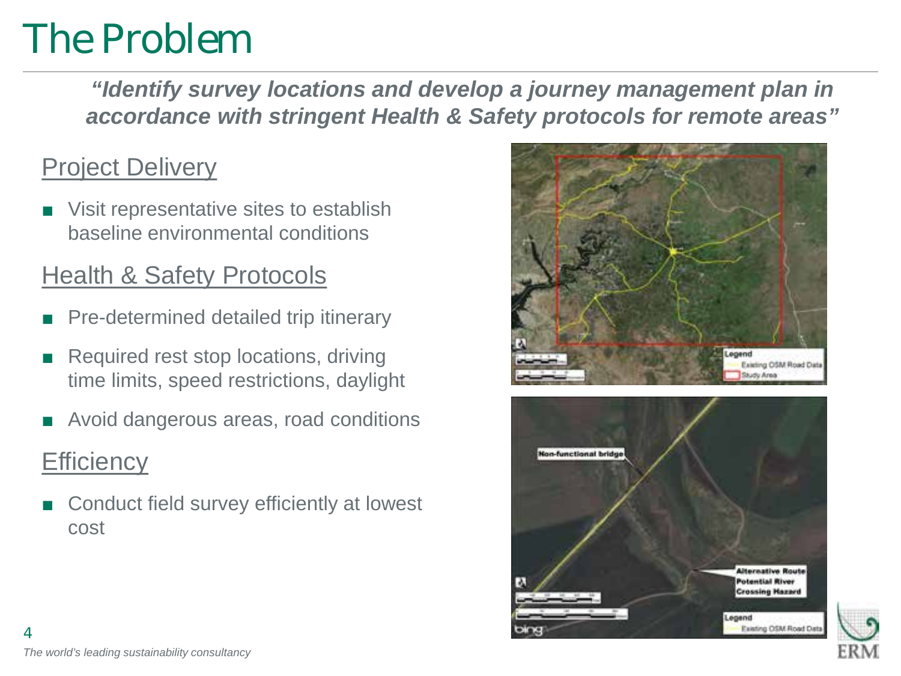# The Problem

***"Identify survey locations and develop a journey management plan in accordance with stringent Health & Safety protocols for remote areas"***

## Project Delivery

- Visit representative sites to establish baseline environmental conditions

## Health & Safety Protocols

- Pre-determined detailed trip itinerary
- Required rest stop locations, driving time limits, speed restrictions, daylight
- Avoid dangerous areas, road conditions

## Efficiency

- Conduct field survey efficiently at lowest cost

*The world's leading sustainability consultancy*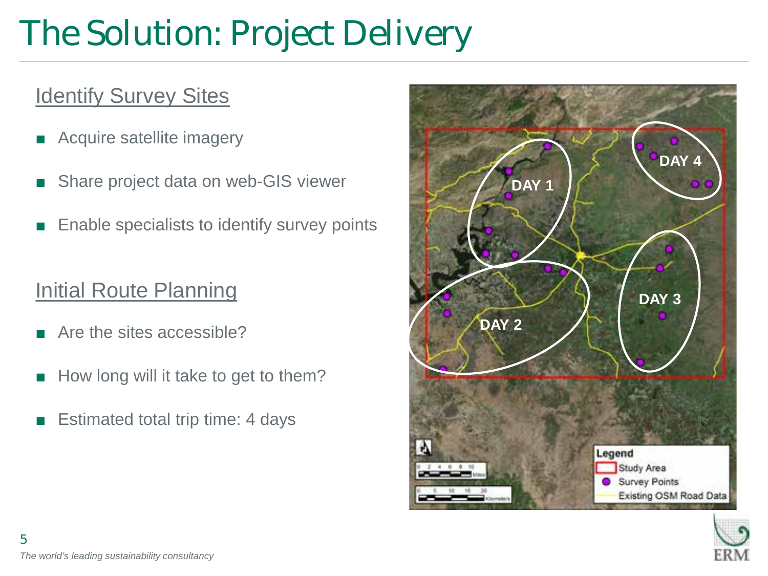# The Solution: Project Delivery

## Identify Survey Sites

- Acquire satellite imagery
- Share project data on web-GIS viewer
- Enable specialists to identify survey points

## Initial Route Planning

- Are the sites accessible?
- How long will it take to get to them?
- Estimated total trip time: 4 days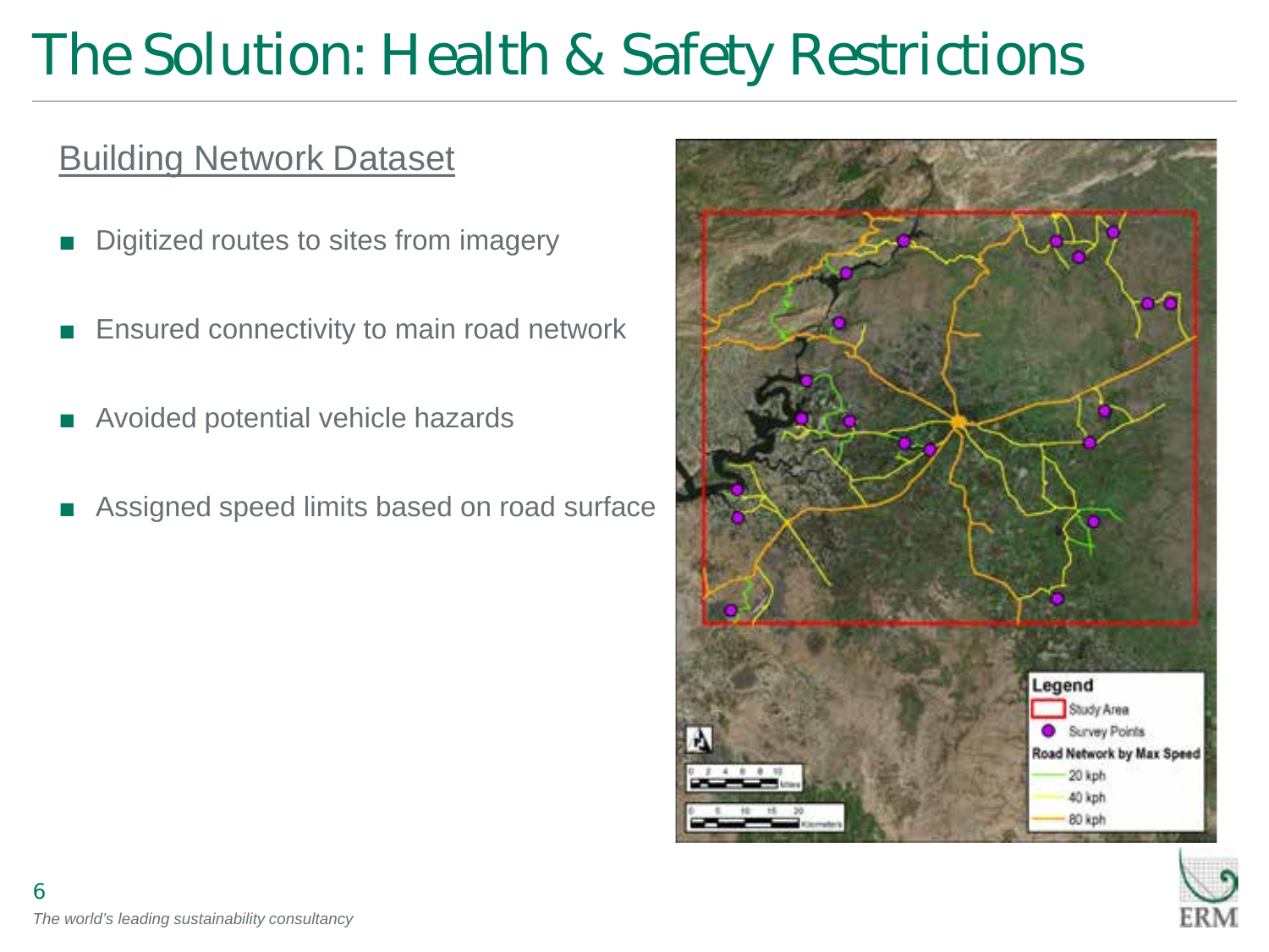# The Solution: Health & Safety Restrictions

## Building Network Dataset

- Digitized routes to sites from imagery
- Ensured connectivity to main road network
- Avoided potential vehicle hazards
- Assigned speed limits based on road surface

*The world's leading sustainability consultancy*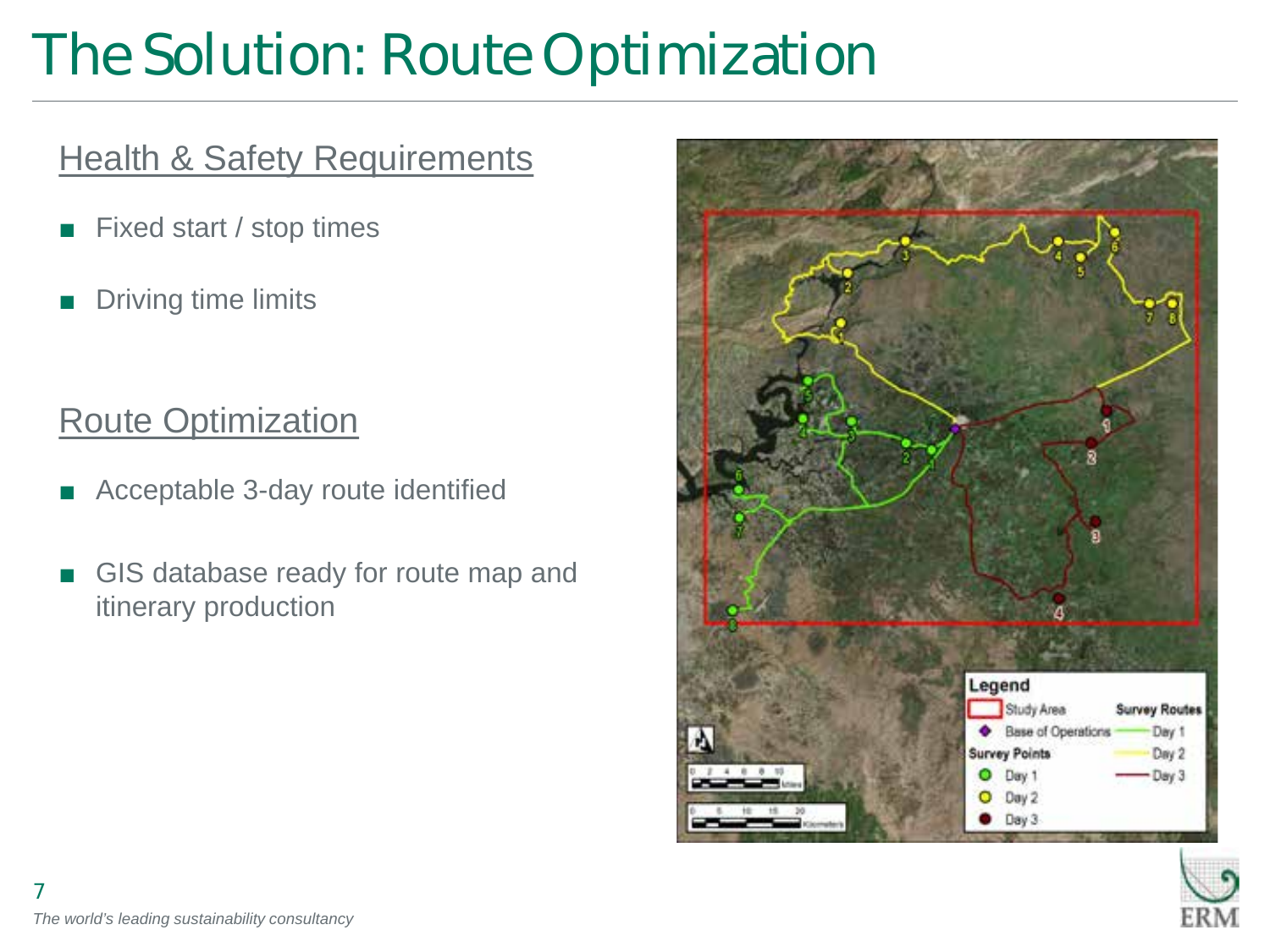# The Solution: Route Optimization

## Health & Safety Requirements

- Fixed start / stop times
- Driving time limits

## Route Optimization

- Acceptable 3-day route identified
- GIS database ready for route map and itinerary production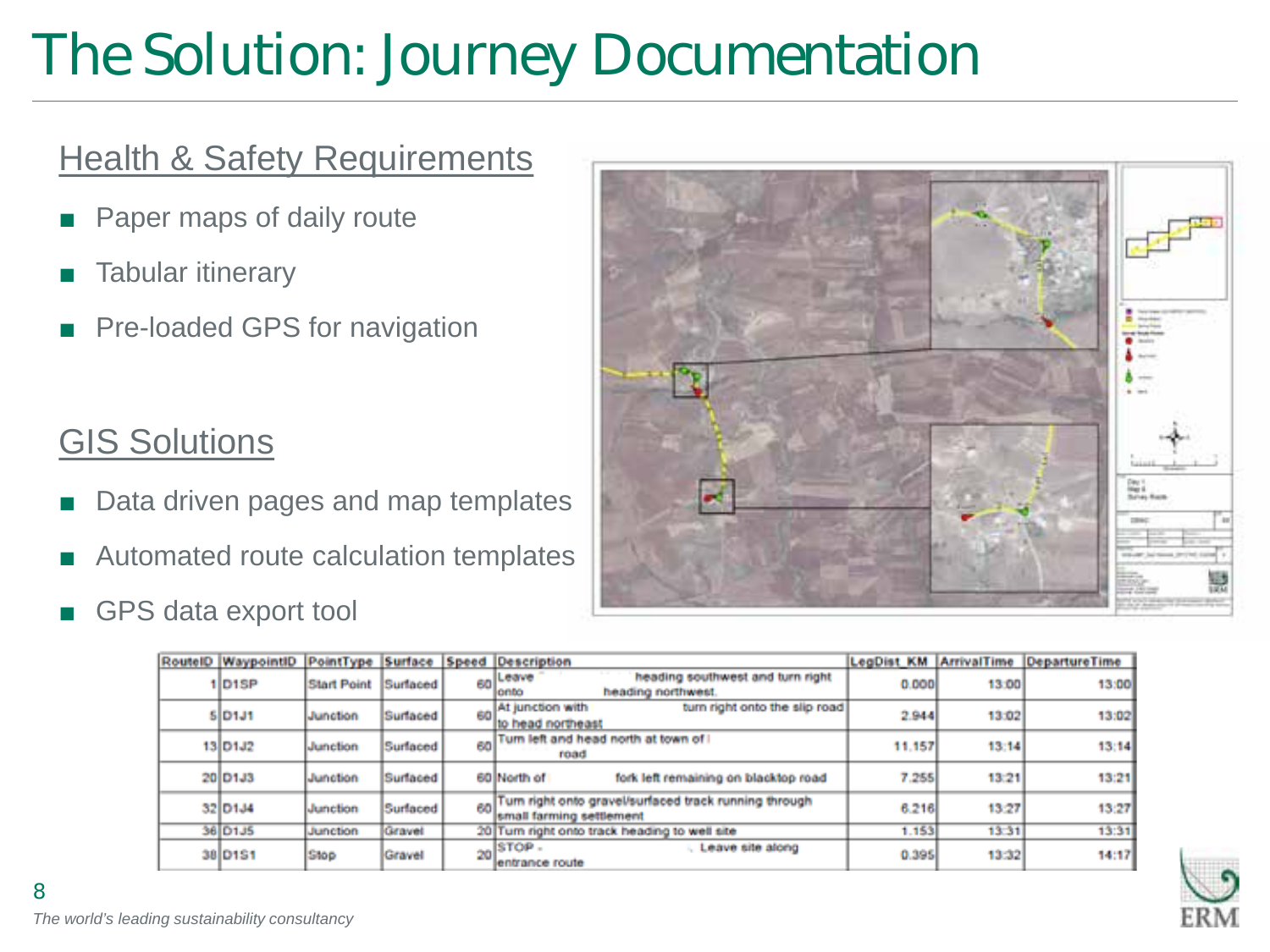# The Solution: Journey Documentation

## Health & Safety Requirements

- Paper maps of daily route
- Tabular itinerary
- Pre-loaded GPS for navigation

## GIS Solutions

- Data driven pages and map templates
- Automated route calculation templates
- GPS data export tool

| RouteID | WaypointID | PointType | Surface | Speed | Description | LegDist_KM | ArrivalTime | DepartureTime |
|---|---|---|---|---|---|---|---|---|
| 1 | D1SP | Start Point | Surfaced | 60 | Leave heading southwest and turn right onto heading northwest. | 0.000 | 13:00 | 13:00 |
| 5 | D1J1 | Junction | Surfaced | 60 | At junction with turn right onto the slip road to head northeast | 2.944 | 13:02 | 13:02 |
| 13 | D1J2 | Junction | Surfaced | 60 | Turn left and head north at town of road | 11.157 | 13:14 | 13:14 |
| 20 | D1J3 | Junction | Surfaced | 60 | North of fork left remaining on blacktop road | 7.255 | 13:21 | 13:21 |
| 32 | D1J4 | Junction | Surfaced | 60 | Turn right onto gravel/surfaced track running through small farming settlement | 6.216 | 13:27 | 13:27 |
| 36 | D1J5 | Junction | Gravel | 20 | Turn right onto track heading to well site | 1.153 | 13:31 | 13:31 |
| 38 | D1S1 | Stop | Gravel | 20 | STOP - . Leave site along entrance route | 0.395 | 13:32 | 14:17 |

*The world's leading sustainability consultancy*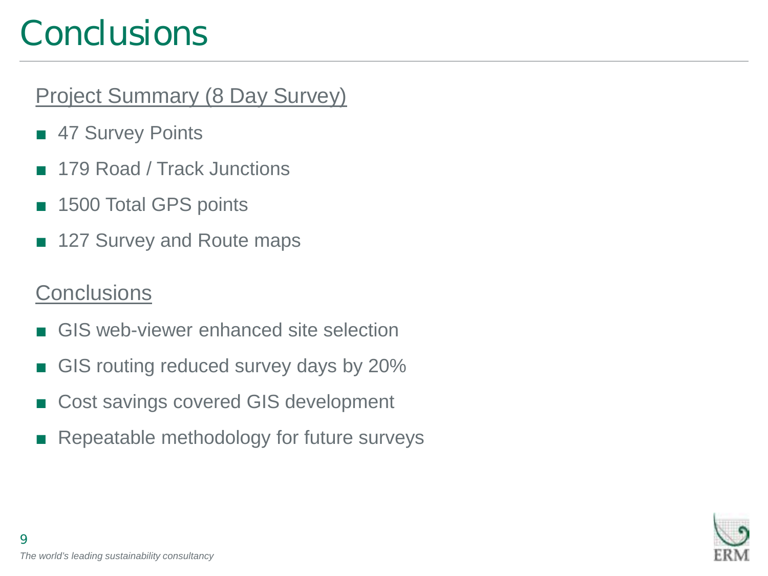# Conclusions

## Project Summary (8 Day Survey)

- 47 Survey Points
- 179 Road / Track Junctions
- 1500 Total GPS points
- 127 Survey and Route maps

## Conclusions

- GIS web-viewer enhanced site selection
- GIS routing reduced survey days by 20%
- Cost savings covered GIS development
- Repeatable methodology for future surveys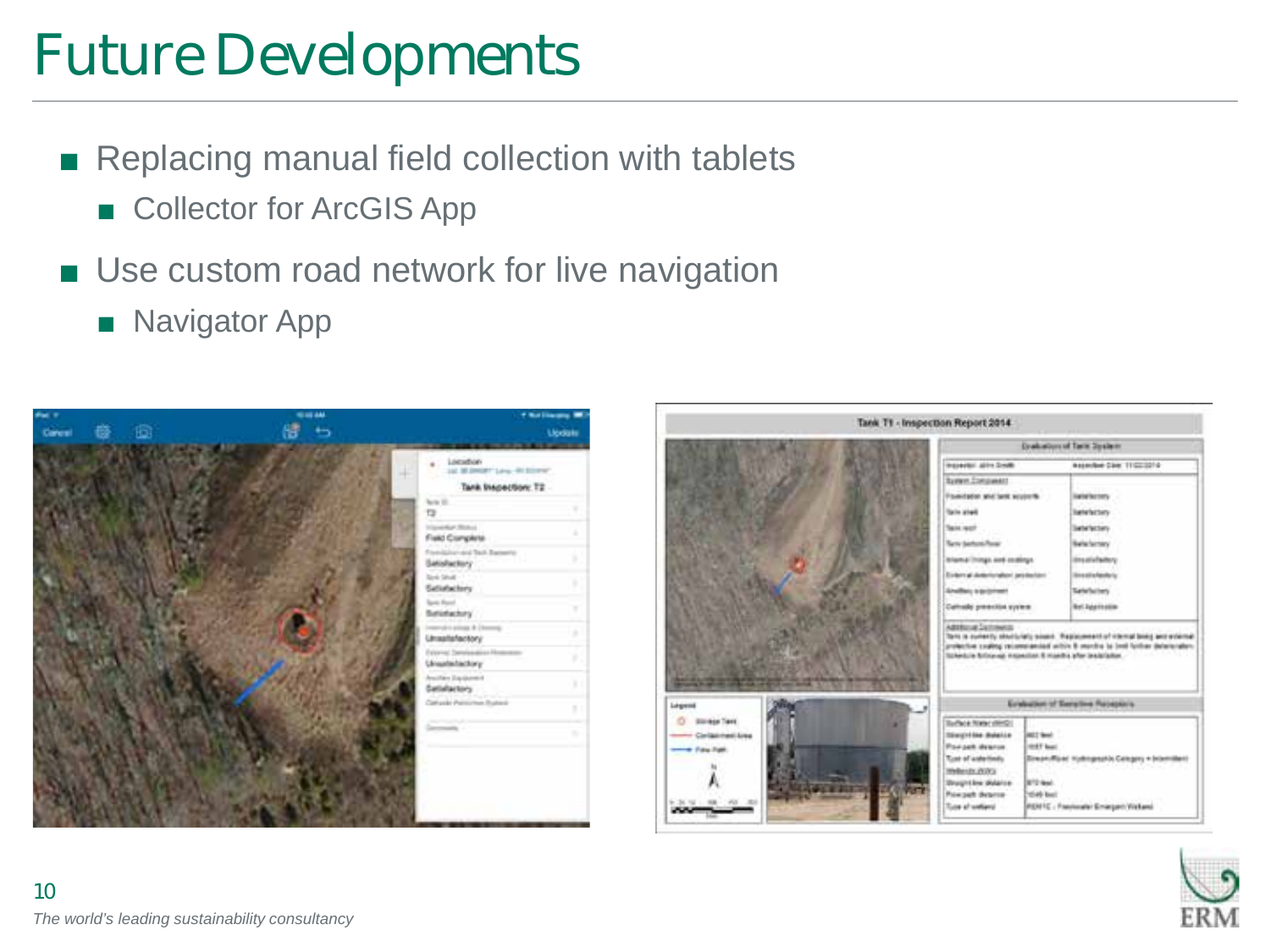# Future Developments

- Replacing manual field collection with tablets
  - Collector for ArcGIS App
- Use custom road network for live navigation
  - Navigator App

*The world's leading sustainability consultancy*